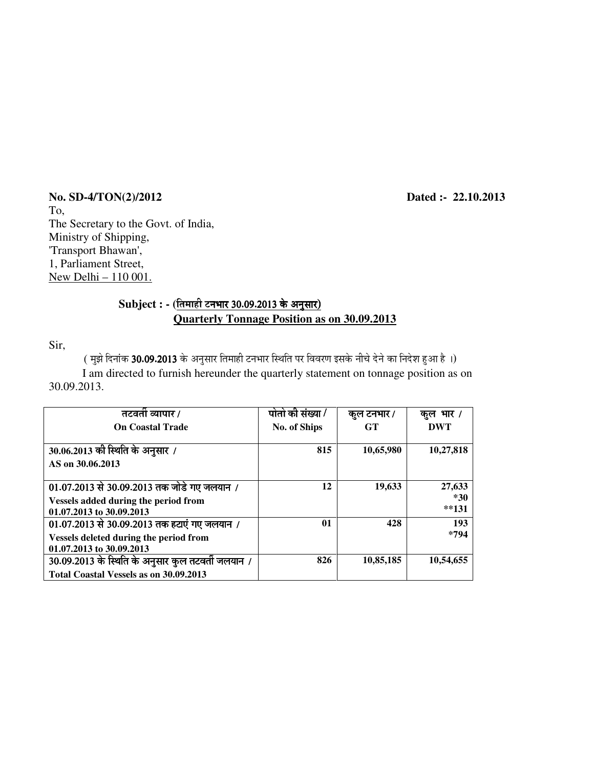**No. SD-4/TON(2)/2012** **Dated :- 22.10.2013**

To,
The Secretary to the Govt. of India,
Ministry of Shipping,
'Transport Bhawan',
1, Parliament Street,
New Delhi – 110 001.

**Subject : - (तिमाही टनभार 30.09.2013 के अनुसार)**
**Quarterly Tonnage Position as on 30.09.2013**

Sir,

( मुझे दिनांक **30.09.2013** के अनुसार तिमाही टनभार स्थिति पर विवरण इसके नीचे देने का निदेश हुआ है ।)

I am directed to furnish hereunder the quarterly statement on tonnage position as on 30.09.2013.

| तटवर्ती व्यापार / **On Coastal Trade** | पोतो की संख्या / **No. of Ships** | कुल टनभार / **GT** | कुल भार / **DWT** |
|---|---|---|---|
| **30.06.2013 की स्थिति के अनुसार / AS on 30.06.2013** | **815** | **10,65,980** | **10,27,818** |
| **01.07.2013 से 30.09.2013 तक जोडे गए जलयान / Vessels added during the period from 01.07.2013 to 30.09.2013** | **12** | **19,633** | **27,633** **\*30** **\*\*131** |
| **01.07.2013 से 30.09.2013 तक हटाएं गए जलयान / Vessels deleted during the period from 01.07.2013 to 30.09.2013** | **01** | **428** | **193** **\*794** |
| **30.09.2013 के स्थिति के अनुसार कुल तटवर्ती जलयान / Total Coastal Vessels as on 30.09.2013** | **826** | **10,85,185** | **10,54,655** |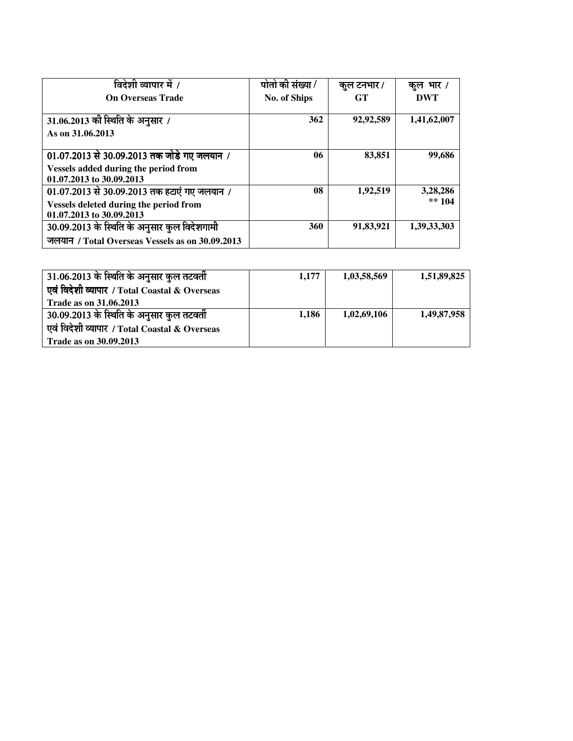| विदेशी व्यापार में / On Overseas Trade | पोतो की संख्या / No. of Ships | कुल टनभार / GT | कुल भार / DWT |
|---|---|---|---|
| 31.06.2013 की स्थिति के अनुसार / As on 31.06.2013 | 362 | 92,92,589 | 1,41,62,007 |
| 01.07.2013 से 30.09.2013 तक जोडे गए जलयान / Vessels added during the period from 01.07.2013 to 30.09.2013 | 06 | 83,851 | 99,686 |
| 01.07.2013 से 30.09.2013 तक हटाएं गए जलयान / Vessels deleted during the period from 01.07.2013 to 30.09.2013 | 08 | 1,92,519 | 3,28,286 ** 104 |
| 30.09.2013 के स्थिति के अनुसार कुल विदेशगामी जलयान / Total Overseas Vessels as on 30.09.2013 | 360 | 91,83,921 | 1,39,33,303 |

| | | | |
|---|---|---|---|
| 31.06.2013 के स्थिति के अनुसार कुल तटवर्ती एवं विदेशी व्यापार / Total Coastal & Overseas Trade as on 31.06.2013 | 1,177 | 1,03,58,569 | 1,51,89,825 |
| 30.09.2013 के स्थिति के अनुसार कुल तटवर्ती एवं विदेशी व्यापार / Total Coastal & Overseas Trade as on 30.09.2013 | 1,186 | 1,02,69,106 | 1,49,87,958 |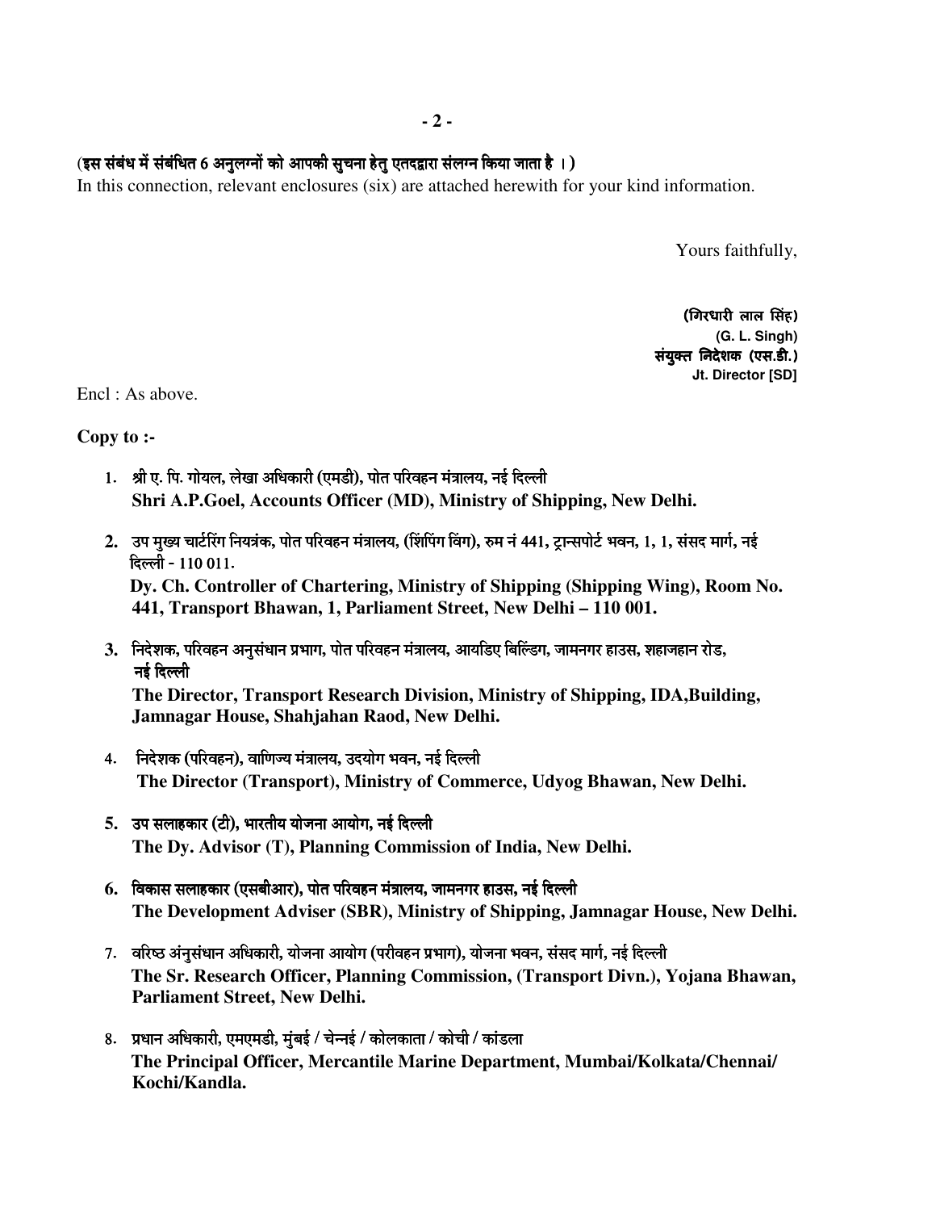(इस संबंध में संबंधित 6 अनुलग्नों को आपकी सुचना हेतु एतदद्वारा संलग्न किया जाता है ।)

In this connection, relevant enclosures (six) are attached herewith for your kind information.

Yours faithfully,

**(गिरधारी लाल सिंह)**
**(G. L. Singh)**
**संयुक्त निदेशक (एस.डी.)**
**Jt. Director [SD]**

Encl : As above.

**Copy to :-**

1. श्री ए. पि. गोयल, लेखा अधिकारी (एमडी), पोत परिवहन मंत्रालय, नई दिल्ली
   **Shri A.P.Goel, Accounts Officer (MD), Ministry of Shipping, New Delhi.**

2. उप मुख्य चार्टरिंग नियत्रंक, पोत परिवहन मंत्रालय, (शिंपिंग विंग), रुम नं 441, ट्रान्सपोर्ट भवन, 1, 1, संसद मार्ग, नई दिल्ली - 110 011.
   **Dy. Ch. Controller of Chartering, Ministry of Shipping (Shipping Wing), Room No. 441, Transport Bhawan, 1, Parliament Street, New Delhi – 110 001.**

3. निदेशक, परिवहन अनुसंधान प्रभाग, पोत परिवहन मंत्रालय, आयडिए बिल्डिंग, जामनगर हाउस, शहाजहान रोड, नई दिल्ली
   **The Director, Transport Research Division, Ministry of Shipping, IDA,Building, Jamnagar House, Shahjahan Raod, New Delhi.**

4. निदेशक (परिवहन), वाणिज्य मंत्रालय, उदयोग भवन, नई दिल्ली
   **The Director (Transport), Ministry of Commerce, Udyog Bhawan, New Delhi.**

5. उप सलाहकार (टी), भारतीय योजना आयोग, नई दिल्ली
   **The Dy. Advisor (T), Planning Commission of India, New Delhi.**

6. विकास सलाहकार (एसबीआर), पोत परिवहन मंत्रालय, जामनगर हाउस, नई दिल्ली
   **The Development Adviser (SBR), Ministry of Shipping, Jamnagar House, New Delhi.**

7. वरिष्ठ अंनुसंधान अधिकारी, योजना आयोग (परीवहन प्रभाग), योजना भवन, संसद मार्ग, नई दिल्ली
   **The Sr. Research Officer, Planning Commission, (Transport Divn.), Yojana Bhawan, Parliament Street, New Delhi.**

8. प्रधान अधिकारी, एमएमडी, मुंबई / चेन्नई / कोलकाता / कोची / कांडला
   **The Principal Officer, Mercantile Marine Department, Mumbai/Kolkata/Chennai/ Kochi/Kandla.**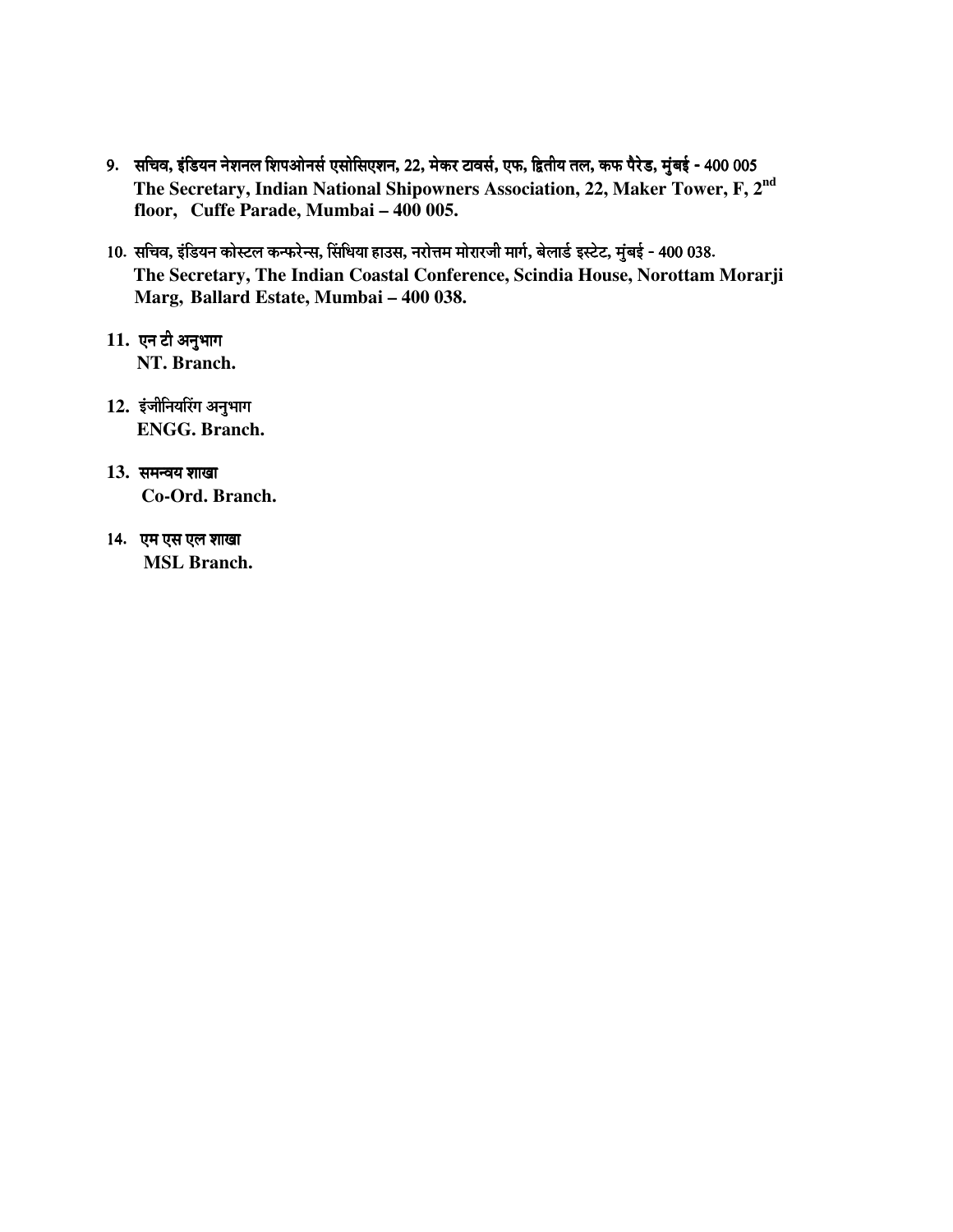9. सचिव, इंडियन नेशनल शिपओनर्स एसोसिएशन, 22, मेकर टावर्स, एफ, द्वितीय तल, कफ पैरेड, मुंबई - 400 005
   **The Secretary, Indian National Shipowners Association, 22, Maker Tower, F, 2nd floor, Cuffe Parade, Mumbai – 400 005.**

10. सचिव, इंडियन कोस्टल कन्फरेन्स, सिंधिया हाउस, नरोत्तम मोरारजी मार्ग, बेलार्ड इस्टेट, मुंबई - 400 038.
   **The Secretary, The Indian Coastal Conference, Scindia House, Norottam Morarji Marg, Ballard Estate, Mumbai – 400 038.**

11. एन टी अनुभाग
   **NT. Branch.**

12. इंजीनियरिंग अनुभाग
   **ENGG. Branch.**

13. समन्वय शाखा
   **Co-Ord. Branch.**

14. एम एस एल शाखा
   **MSL Branch.**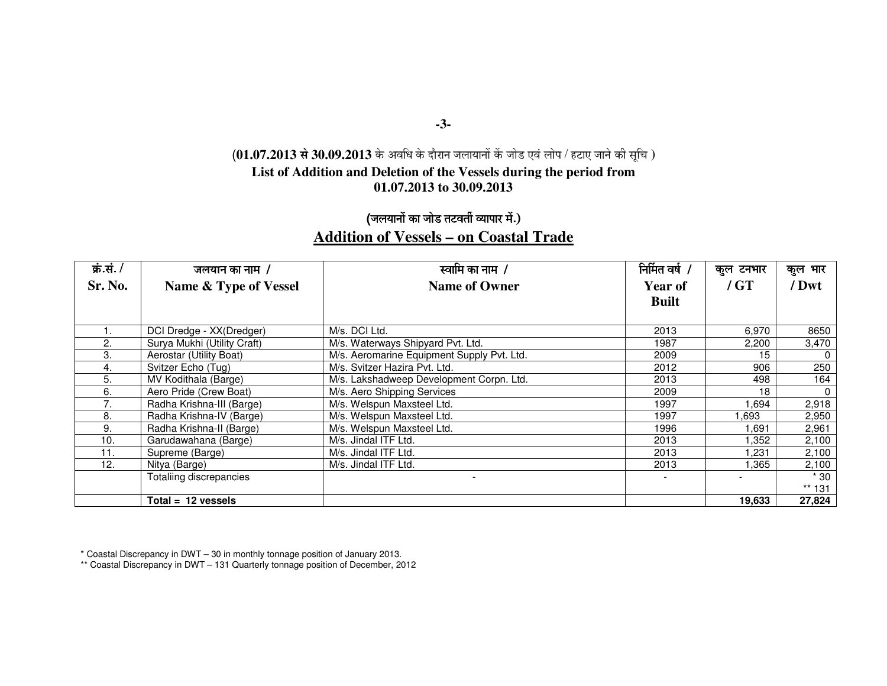(**01.07.2013 से 30.09.2013** के अवधि के दौरान जलायानों कें जोड एवं लोप / हटाए जाने की सूचि )

**List of Addition and Deletion of the Vessels during the period from 01.07.2013 to 30.09.2013**

## (जलयानों का जोड तटवर्ती व्यापार में.)

## Addition of Vessels – on Coastal Trade

| क्रं.सं. / Sr. No. | जलयान का नाम / Name & Type of Vessel | स्वामि का नाम / Name of Owner | निर्मित वर्ष / Year of Built | कुल टनभार / GT | कुल भार / Dwt |
|---|---|---|---|---|---|
| 1. | DCI Dredge - XX(Dredger) | M/s. DCI Ltd. | 2013 | 6,970 | 8650 |
| 2. | Surya Mukhi (Utility Craft) | M/s. Waterways Shipyard Pvt. Ltd. | 1987 | 2,200 | 3,470 |
| 3. | Aerostar (Utility Boat) | M/s. Aeromarine Equipment Supply Pvt. Ltd. | 2009 | 15 | 0 |
| 4. | Svitzer Echo (Tug) | M/s. Svitzer Hazira Pvt. Ltd. | 2012 | 906 | 250 |
| 5. | MV Kodithala (Barge) | M/s. Lakshadweep Development Corpn. Ltd. | 2013 | 498 | 164 |
| 6. | Aero Pride (Crew Boat) | M/s. Aero Shipping Services | 2009 | 18 | 0 |
| 7. | Radha Krishna-III (Barge) | M/s. Welspun Maxsteel Ltd. | 1997 | 1,694 | 2,918 |
| 8. | Radha Krishna-IV (Barge) | M/s. Welspun Maxsteel Ltd. | 1997 | 1,693 | 2,950 |
| 9. | Radha Krishna-II (Barge) | M/s. Welspun Maxsteel Ltd. | 1996 | 1,691 | 2,961 |
| 10. | Garudawahana (Barge) | M/s. Jindal ITF Ltd. | 2013 | 1,352 | 2,100 |
| 11. | Supreme (Barge) | M/s. Jindal ITF Ltd. | 2013 | 1,231 | 2,100 |
| 12. | Nitya (Barge) | M/s. Jindal ITF Ltd. | 2013 | 1,365 | 2,100 |
| | Totaliing discrepancies | - | - | - | * 30<br>** 131 |
| | **Total = 12 vessels** | | | **19,633** | **27,824** |

* Coastal Discrepancy in DWT – 30 in monthly tonnage position of January 2013.

** Coastal Discrepancy in DWT – 131 Quarterly tonnage position of December, 2012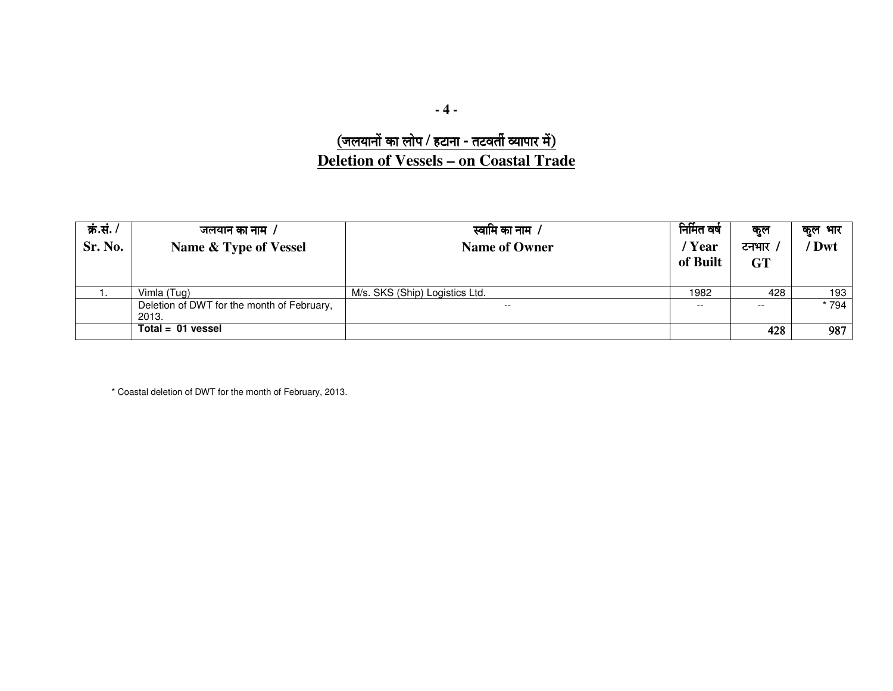## (जलयानों का लोप / हटाना - तटवर्ती व्यापार में)
## Deletion of Vessels – on Coastal Trade

| क्रं.सं. / Sr. No. | जलयान का नाम / Name & Type of Vessel | स्वामि का नाम / Name of Owner | निर्मित वर्ष / Year of Built | कुल टनभार / GT | कुल भार / Dwt |
|---|---|---|---|---|---|
| 1. | Vimla (Tug) | M/s. SKS (Ship) Logistics Ltd. | 1982 | 428 | 193 |
| | Deletion of DWT for the month of February, 2013. | -- | -- | -- | * 794 |
| | **Total = 01 vessel** | | | **428** | **987** |

* Coastal deletion of DWT for the month of February, 2013.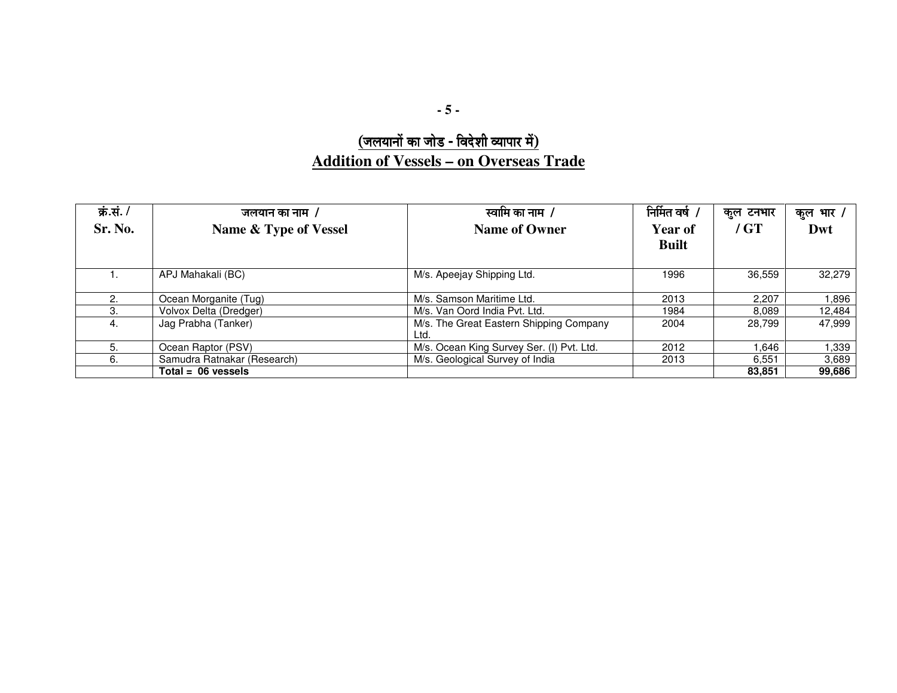## (जलयानों का जोड - विदेशी व्यापार में)
## Addition of Vessels – on Overseas Trade

| क्रं.सं. / Sr. No. | जलयान का नाम / Name & Type of Vessel | स्वामि का नाम / Name of Owner | निर्मित वर्ष / Year of Built | कुल टनभार / GT | कुल भार / Dwt |
|---|---|---|---|---|---|
| 1. | APJ Mahakali (BC) | M/s. Apeejay Shipping Ltd. | 1996 | 36,559 | 32,279 |
| 2. | Ocean Morganite (Tug) | M/s. Samson Maritime Ltd. | 2013 | 2,207 | 1,896 |
| 3. | Volvox Delta (Dredger) | M/s. Van Oord India Pvt. Ltd. | 1984 | 8,089 | 12,484 |
| 4. | Jag Prabha (Tanker) | M/s. The Great Eastern Shipping Company Ltd. | 2004 | 28,799 | 47,999 |
| 5. | Ocean Raptor (PSV) | M/s. Ocean King Survey Ser. (I) Pvt. Ltd. | 2012 | 1,646 | 1,339 |
| 6. | Samudra Ratnakar (Research) | M/s. Geological Survey of India | 2013 | 6,551 | 3,689 |
| | **Total = 06 vessels** | | | **83,851** | **99,686** |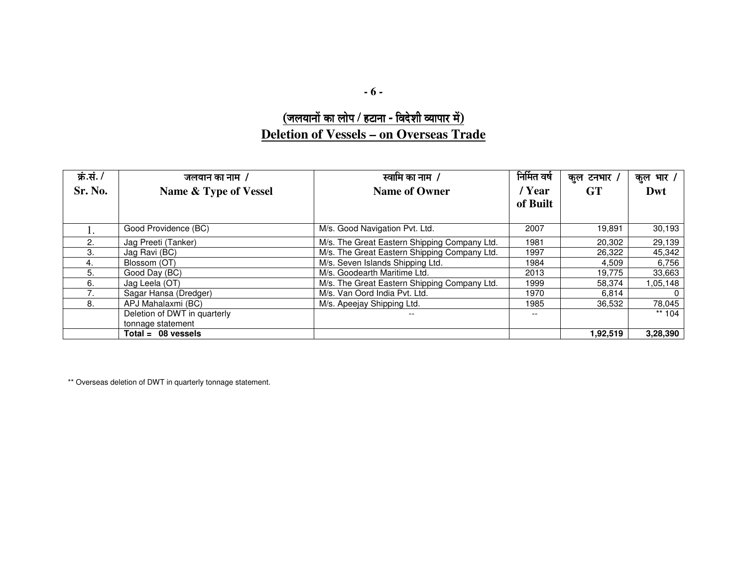## (जलयानों का लोप / हटाना - विदेशी व्यापार में)
## Deletion of Vessels – on Overseas Trade

| क्र.सं. / Sr. No. | जलयान का नाम / Name & Type of Vessel | स्वामि का नाम / Name of Owner | निर्मित वर्ष / Year of Built | कुल टनभार / GT | कुल भार / Dwt |
|---|---|---|---|---|---|
| 1. | Good Providence (BC) | M/s. Good Navigation Pvt. Ltd. | 2007 | 19,891 | 30,193 |
| 2. | Jag Preeti (Tanker) | M/s. The Great Eastern Shipping Company Ltd. | 1981 | 20,302 | 29,139 |
| 3. | Jag Ravi (BC) | M/s. The Great Eastern Shipping Company Ltd. | 1997 | 26,322 | 45,342 |
| 4. | Blossom (OT) | M/s. Seven Islands Shipping Ltd. | 1984 | 4,509 | 6,756 |
| 5. | Good Day (BC) | M/s. Goodearth Maritime Ltd. | 2013 | 19,775 | 33,663 |
| 6. | Jag Leela (OT) | M/s. The Great Eastern Shipping Company Ltd. | 1999 | 58,374 | 1,05,148 |
| 7. | Sagar Hansa (Dredger) | M/s. Van Oord India Pvt. Ltd. | 1970 | 6,814 | 0 |
| 8. | APJ Mahalaxmi (BC) | M/s. Apeejay Shipping Ltd. | 1985 | 36,532 | 78,045 |
| | Deletion of DWT in quarterly tonnage statement | -- | -- | | ** 104 |
| | **Total = 08 vessels** | | | **1,92,519** | **3,28,390** |

** Overseas deletion of DWT in quarterly tonnage statement.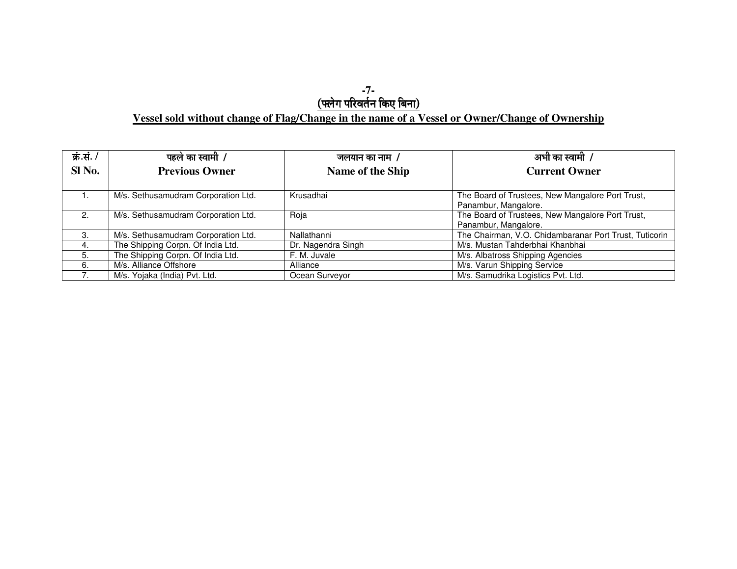-7-

## (फ्लेग परिवर्तन किए बिना)

## Vessel sold without change of Flag/Change in the name of a Vessel or Owner/Change of Ownership

| क्रं.सं. / Sl No. | पहले का स्वामी / Previous Owner | जलयान का नाम / Name of the Ship | अभी का स्वामी / Current Owner |
|---|---|---|---|
| 1. | M/s. Sethusamudram Corporation Ltd. | Krusadhai | The Board of Trustees, New Mangalore Port Trust, Panambur, Mangalore. |
| 2. | M/s. Sethusamudram Corporation Ltd. | Roja | The Board of Trustees, New Mangalore Port Trust, Panambur, Mangalore. |
| 3. | M/s. Sethusamudram Corporation Ltd. | Nallathanni | The Chairman, V.O. Chidambaranar Port Trust, Tuticorin |
| 4. | The Shipping Corpn. Of India Ltd. | Dr. Nagendra Singh | M/s. Mustan Tahderbhai Khanbhai |
| 5. | The Shipping Corpn. Of India Ltd. | F. M. Juvale | M/s. Albatross Shipping Agencies |
| 6. | M/s. Alliance Offshore | Alliance | M/s. Varun Shipping Service |
| 7. | M/s. Yojaka (India) Pvt. Ltd. | Ocean Surveyor | M/s. Samudrika Logistics Pvt. Ltd. |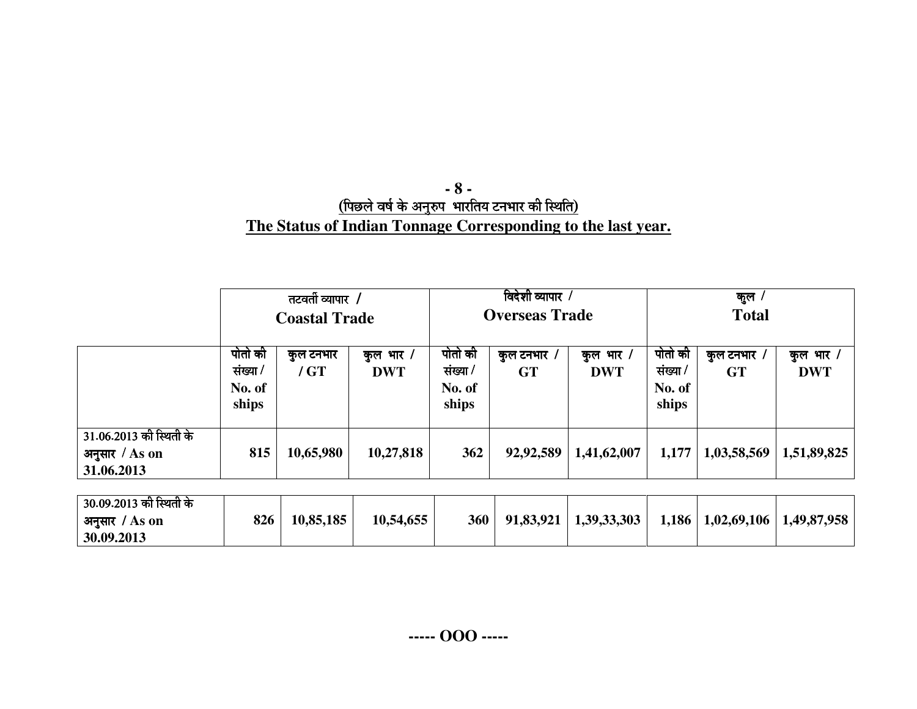(पिछले वर्ष के अनुरुप भारतिय टनभार की स्थिति)

## The Status of Indian Tonnage Corresponding to the last year.

| | तटवर्ती व्यापार / Coastal Trade | | | विदेशी व्यापार / Overseas Trade | | | कुल / Total | | |
|---|---|---|---|---|---|---|---|---|---|
| | पोतो की संख्या / No. of ships | कुल टनभार / GT | कुल भार / DWT | पोतो की संख्या / No. of ships | कुल टनभार / GT | कुल भार / DWT | पोतो की संख्या / No. of ships | कुल टनभार / GT | कुल भार / DWT |
| 31.06.2013 की स्थिती के अनुसार / As on 31.06.2013 | **815** | **10,65,980** | **10,27,818** | **362** | **92,92,589** | **1,41,62,007** | **1,177** | **1,03,58,569** | **1,51,89,825** |
| 30.09.2013 की स्थिती के अनुसार / As on 30.09.2013 | **826** | **10,85,185** | **10,54,655** | **360** | **91,83,921** | **1,39,33,303** | **1,186** | **1,02,69,106** | **1,49,87,958** |

----- OOO -----